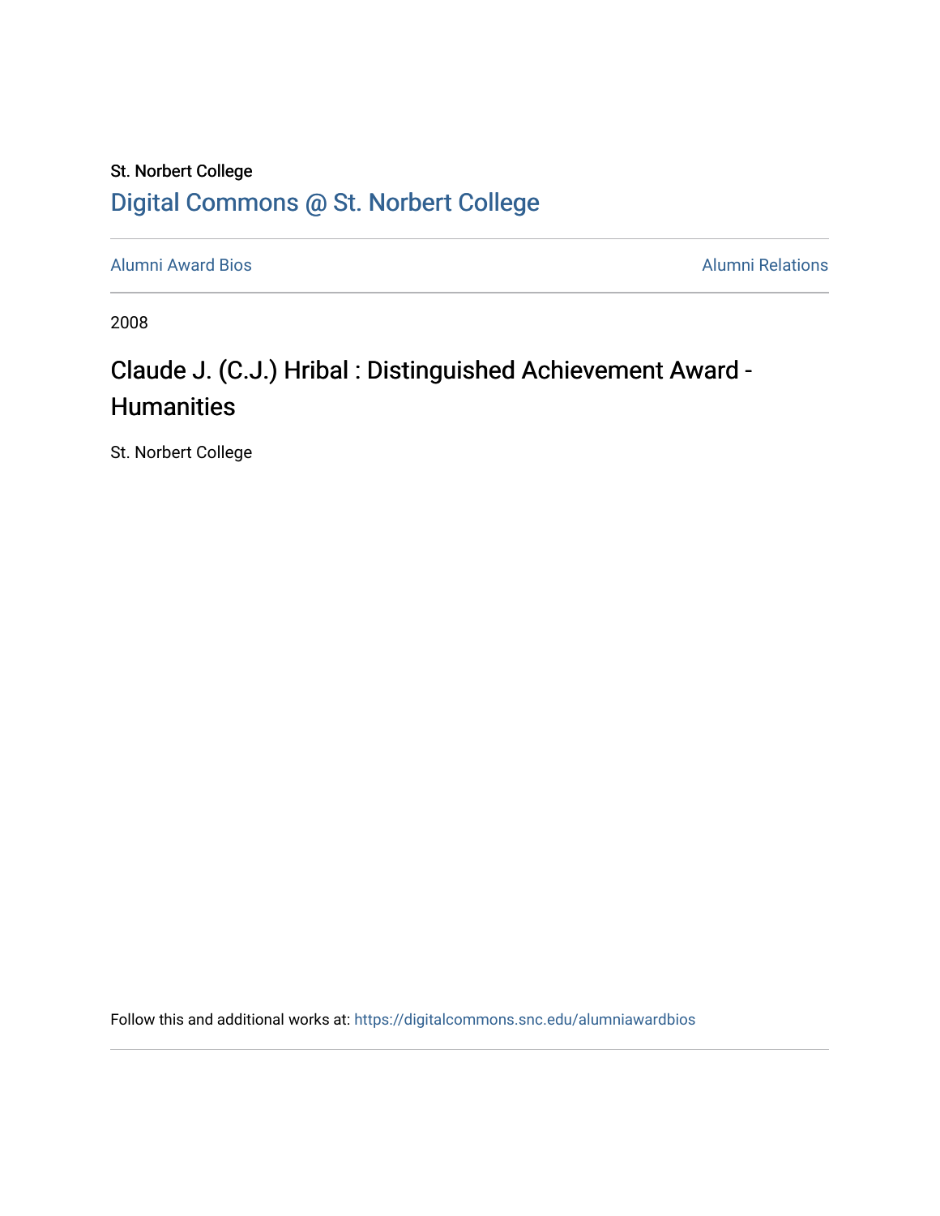St. Norbert College

Digital Commons @ St. Norbert College

Alumni Award Bios

Alumni Relations

2008

# Claude J. (C.J.) Hribal : Distinguished Achievement Award - Humanities

St. Norbert College

Follow this and additional works at: https://digitalcommons.snc.edu/alumniawardbios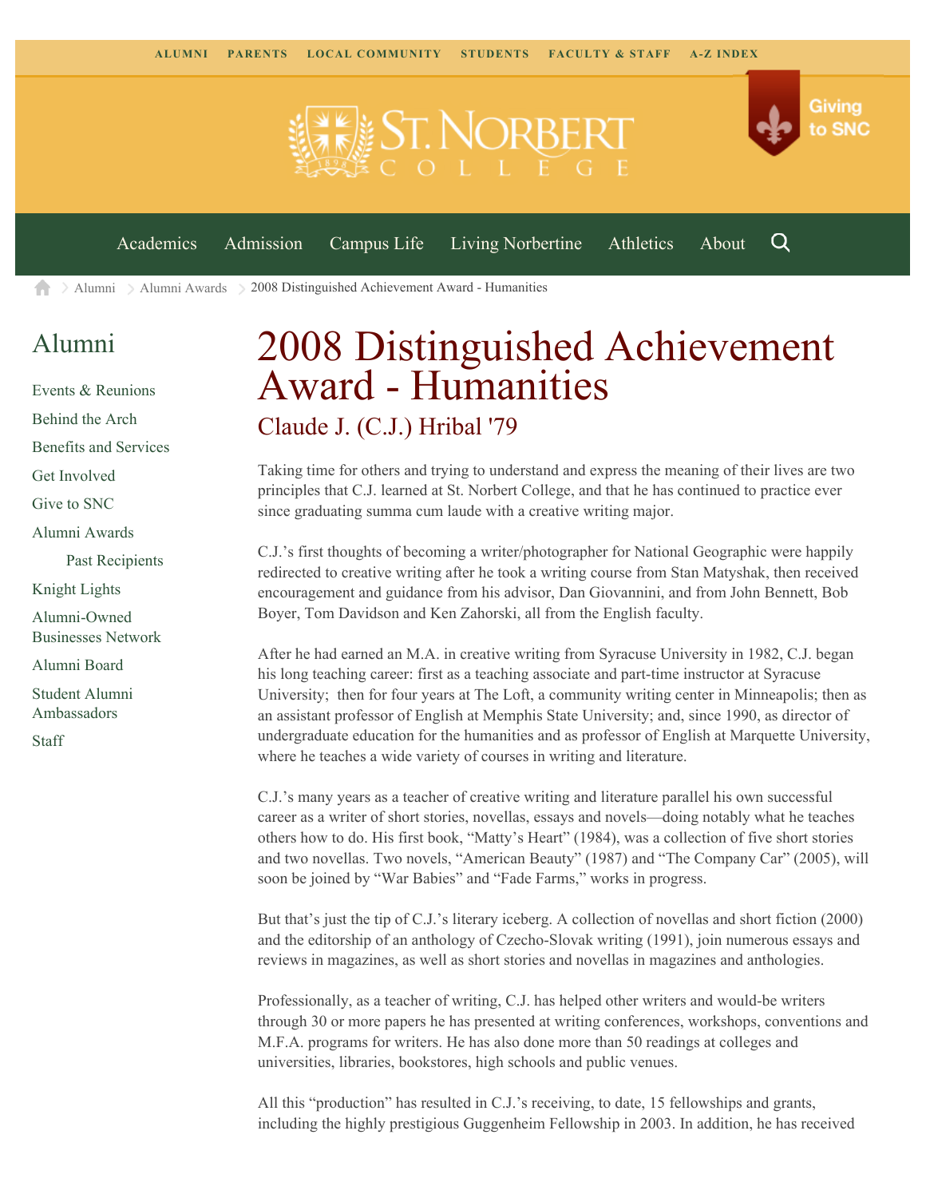ALUMNI PARENTS LOCAL COMMUNITY STUDENTS FACULTY & STAFF A-Z INDEX

Giving to SNC

Academics Admission Campus Life Living Norbertine Athletics About

Alumni > Alumni Awards > 2008 Distinguished Achievement Award - Humanities

## Alumni

- Events & Reunions
- Behind the Arch
- Benefits and Services
- Get Involved
- Give to SNC
- Alumni Awards
  - Past Recipients
- Knight Lights
- Alumni-Owned Businesses Network
- Alumni Board
- Student Alumni Ambassadors
- Staff

# 2008 Distinguished Achievement Award - Humanities

## Claude J. (C.J.) Hribal '79

Taking time for others and trying to understand and express the meaning of their lives are two principles that C.J. learned at St. Norbert College, and that he has continued to practice ever since graduating summa cum laude with a creative writing major.

C.J.'s first thoughts of becoming a writer/photographer for National Geographic were happily redirected to creative writing after he took a writing course from Stan Matyshak, then received encouragement and guidance from his advisor, Dan Giovannini, and from John Bennett, Bob Boyer, Tom Davidson and Ken Zahorski, all from the English faculty.

After he had earned an M.A. in creative writing from Syracuse University in 1982, C.J. began his long teaching career: first as a teaching associate and part-time instructor at Syracuse University; then for four years at The Loft, a community writing center in Minneapolis; then as an assistant professor of English at Memphis State University; and, since 1990, as director of undergraduate education for the humanities and as professor of English at Marquette University, where he teaches a wide variety of courses in writing and literature.

C.J.'s many years as a teacher of creative writing and literature parallel his own successful career as a writer of short stories, novellas, essays and novels—doing notably what he teaches others how to do. His first book, "Matty's Heart" (1984), was a collection of five short stories and two novellas. Two novels, "American Beauty" (1987) and "The Company Car" (2005), will soon be joined by "War Babies" and "Fade Farms," works in progress.

But that's just the tip of C.J.'s literary iceberg. A collection of novellas and short fiction (2000) and the editorship of an anthology of Czecho-Slovak writing (1991), join numerous essays and reviews in magazines, as well as short stories and novellas in magazines and anthologies.

Professionally, as a teacher of writing, C.J. has helped other writers and would-be writers through 30 or more papers he has presented at writing conferences, workshops, conventions and M.F.A. programs for writers. He has also done more than 50 readings at colleges and universities, libraries, bookstores, high schools and public venues.

All this "production" has resulted in C.J.'s receiving, to date, 15 fellowships and grants, including the highly prestigious Guggenheim Fellowship in 2003. In addition, he has received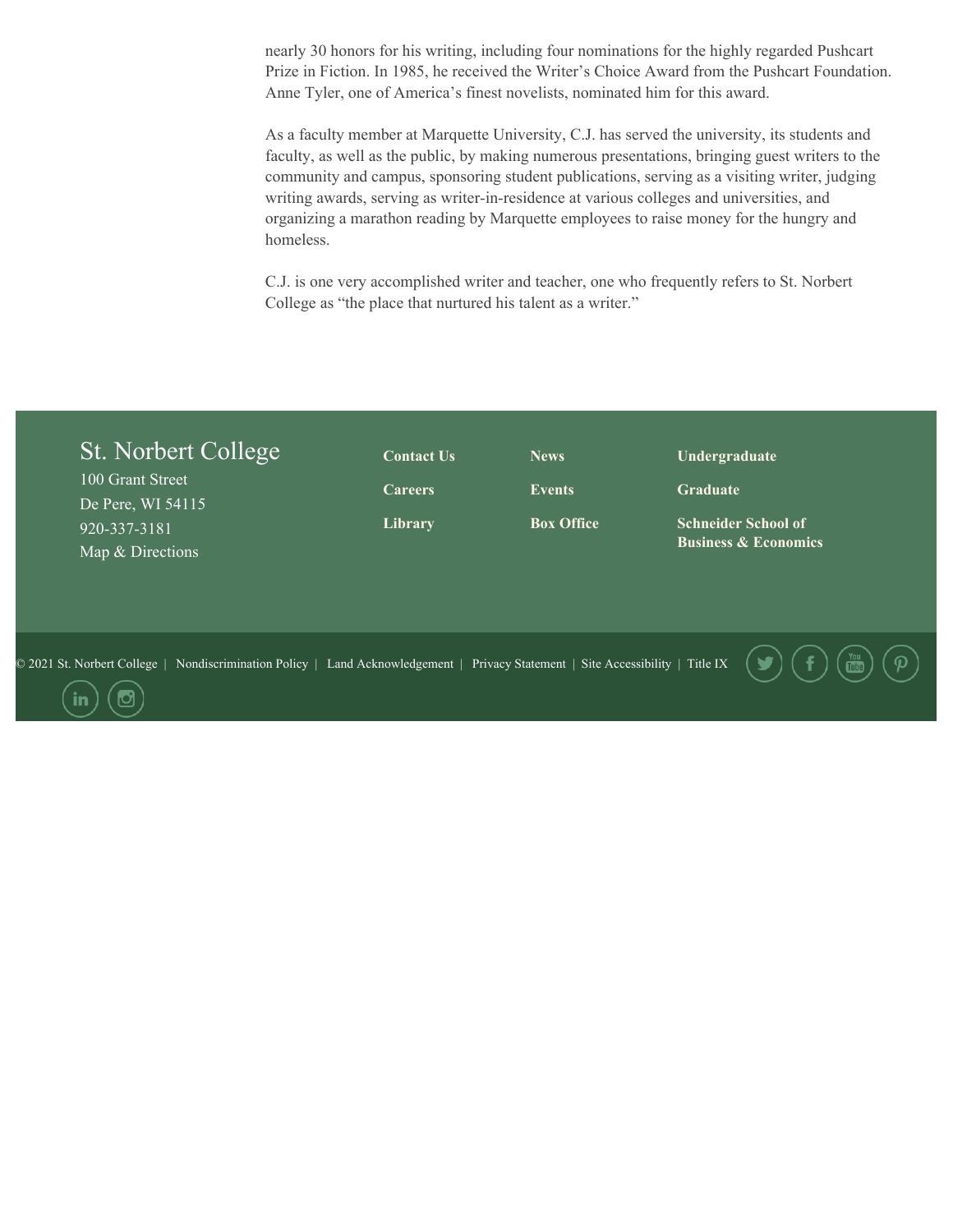nearly 30 honors for his writing, including four nominations for the highly regarded Pushcart Prize in Fiction. In 1985, he received the Writer's Choice Award from the Pushcart Foundation. Anne Tyler, one of America's finest novelists, nominated him for this award.

As a faculty member at Marquette University, C.J. has served the university, its students and faculty, as well as the public, by making numerous presentations, bringing guest writers to the community and campus, sponsoring student publications, serving as a visiting writer, judging writing awards, serving as writer-in-residence at various colleges and universities, and organizing a marathon reading by Marquette employees to raise money for the hungry and homeless.

C.J. is one very accomplished writer and teacher, one who frequently refers to St. Norbert College as "the place that nurtured his talent as a writer."

St. Norbert College
100 Grant Street
De Pere, WI 54115
920-337-3181
Map & Directions

**Contact Us**
**Careers**
**Library**

**News**
**Events**
**Box Office**

**Undergraduate**
**Graduate**
**Schneider School of Business & Economics**

© 2021 St. Norbert College | Nondiscrimination Policy | Land Acknowledgement | Privacy Statement | Site Accessibility | Title IX